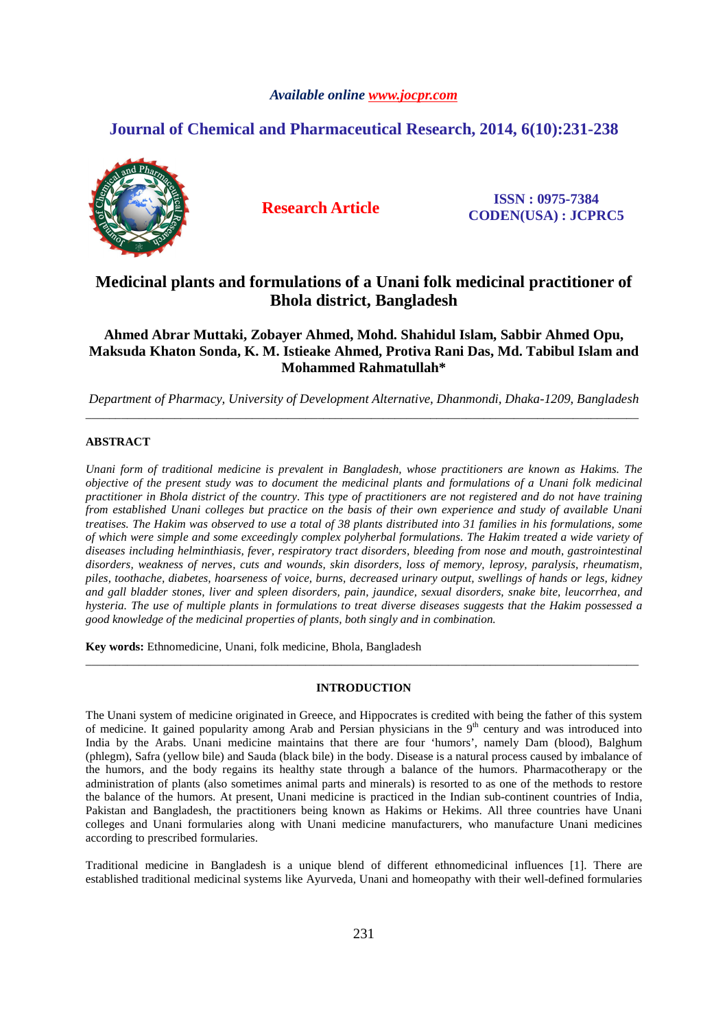*Available online www.jocpr.com*

## Journal of Chemical and Pharmaceutical Research, 2014, 6(10):231-238

**Research Article**

**ISSN : 0975-7384**
**CODEN(USA) : JCPRC5**

# Medicinal plants and formulations of a Unani folk medicinal practitioner of Bhola district, Bangladesh

**Ahmed Abrar Muttaki, Zobayer Ahmed, Mohd. Shahidul Islam, Sabbir Ahmed Opu, Maksuda Khaton Sonda, K. M. Istieake Ahmed, Protiva Rani Das, Md. Tabibul Islam and Mohammed Rahmatullah***

*Department of Pharmacy, University of Development Alternative, Dhanmondi, Dhaka-1209, Bangladesh*

---

## ABSTRACT

*Unani form of traditional medicine is prevalent in Bangladesh, whose practitioners are known as Hakims. The objective of the present study was to document the medicinal plants and formulations of a Unani folk medicinal practitioner in Bhola district of the country. This type of practitioners are not registered and do not have training from established Unani colleges but practice on the basis of their own experience and study of available Unani treatises. The Hakim was observed to use a total of 38 plants distributed into 31 families in his formulations, some of which were simple and some exceedingly complex polyherbal formulations. The Hakim treated a wide variety of diseases including helminthiasis, fever, respiratory tract disorders, bleeding from nose and mouth, gastrointestinal disorders, weakness of nerves, cuts and wounds, skin disorders, loss of memory, leprosy, paralysis, rheumatism, piles, toothache, diabetes, hoarseness of voice, burns, decreased urinary output, swellings of hands or legs, kidney and gall bladder stones, liver and spleen disorders, pain, jaundice, sexual disorders, snake bite, leucorrhea, and hysteria. The use of multiple plants in formulations to treat diverse diseases suggests that the Hakim possessed a good knowledge of the medicinal properties of plants, both singly and in combination.*

**Key words:** Ethnomedicine, Unani, folk medicine, Bhola, Bangladesh

---

## INTRODUCTION

The Unani system of medicine originated in Greece, and Hippocrates is credited with being the father of this system of medicine. It gained popularity among Arab and Persian physicians in the 9th century and was introduced into India by the Arabs. Unani medicine maintains that there are four 'humors', namely Dam (blood), Balghum (phlegm), Safra (yellow bile) and Sauda (black bile) in the body. Disease is a natural process caused by imbalance of the humors, and the body regains its healthy state through a balance of the humors. Pharmacotherapy or the administration of plants (also sometimes animal parts and minerals) is resorted to as one of the methods to restore the balance of the humors. At present, Unani medicine is practiced in the Indian sub-continent countries of India, Pakistan and Bangladesh, the practitioners being known as Hakims or Hekims. All three countries have Unani colleges and Unani formularies along with Unani medicine manufacturers, who manufacture Unani medicines according to prescribed formularies.

Traditional medicine in Bangladesh is a unique blend of different ethnomedicinal influences [1]. There are established traditional medicinal systems like Ayurveda, Unani and homeopathy with their well-defined formularies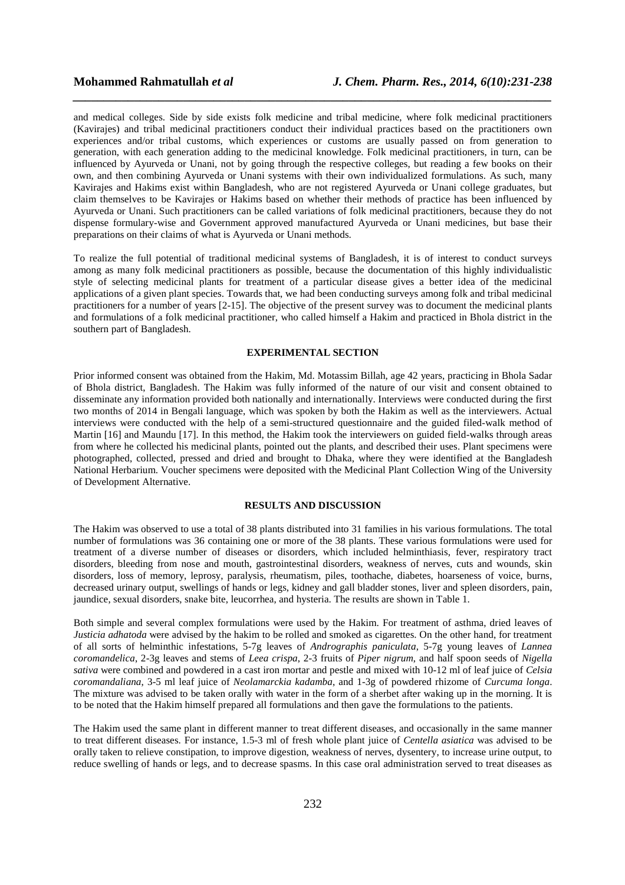and medical colleges. Side by side exists folk medicine and tribal medicine, where folk medicinal practitioners (Kavirajes) and tribal medicinal practitioners conduct their individual practices based on the practitioners own experiences and/or tribal customs, which experiences or customs are usually passed on from generation to generation, with each generation adding to the medicinal knowledge. Folk medicinal practitioners, in turn, can be influenced by Ayurveda or Unani, not by going through the respective colleges, but reading a few books on their own, and then combining Ayurveda or Unani systems with their own individualized formulations. As such, many Kavirajes and Hakims exist within Bangladesh, who are not registered Ayurveda or Unani college graduates, but claim themselves to be Kavirajes or Hakims based on whether their methods of practice has been influenced by Ayurveda or Unani. Such practitioners can be called variations of folk medicinal practitioners, because they do not dispense formulary-wise and Government approved manufactured Ayurveda or Unani medicines, but base their preparations on their claims of what is Ayurveda or Unani methods.

To realize the full potential of traditional medicinal systems of Bangladesh, it is of interest to conduct surveys among as many folk medicinal practitioners as possible, because the documentation of this highly individualistic style of selecting medicinal plants for treatment of a particular disease gives a better idea of the medicinal applications of a given plant species. Towards that, we had been conducting surveys among folk and tribal medicinal practitioners for a number of years [2-15]. The objective of the present survey was to document the medicinal plants and formulations of a folk medicinal practitioner, who called himself a Hakim and practiced in Bhola district in the southern part of Bangladesh.

## EXPERIMENTAL SECTION

Prior informed consent was obtained from the Hakim, Md. Motassim Billah, age 42 years, practicing in Bhola Sadar of Bhola district, Bangladesh. The Hakim was fully informed of the nature of our visit and consent obtained to disseminate any information provided both nationally and internationally. Interviews were conducted during the first two months of 2014 in Bengali language, which was spoken by both the Hakim as well as the interviewers. Actual interviews were conducted with the help of a semi-structured questionnaire and the guided filed-walk method of Martin [16] and Maundu [17]. In this method, the Hakim took the interviewers on guided field-walks through areas from where he collected his medicinal plants, pointed out the plants, and described their uses. Plant specimens were photographed, collected, pressed and dried and brought to Dhaka, where they were identified at the Bangladesh National Herbarium. Voucher specimens were deposited with the Medicinal Plant Collection Wing of the University of Development Alternative.

## RESULTS AND DISCUSSION

The Hakim was observed to use a total of 38 plants distributed into 31 families in his various formulations. The total number of formulations was 36 containing one or more of the 38 plants. These various formulations were used for treatment of a diverse number of diseases or disorders, which included helminthiasis, fever, respiratory tract disorders, bleeding from nose and mouth, gastrointestinal disorders, weakness of nerves, cuts and wounds, skin disorders, loss of memory, leprosy, paralysis, rheumatism, piles, toothache, diabetes, hoarseness of voice, burns, decreased urinary output, swellings of hands or legs, kidney and gall bladder stones, liver and spleen disorders, pain, jaundice, sexual disorders, snake bite, leucorrhea, and hysteria. The results are shown in Table 1.

Both simple and several complex formulations were used by the Hakim. For treatment of asthma, dried leaves of *Justicia adhatoda* were advised by the hakim to be rolled and smoked as cigarettes. On the other hand, for treatment of all sorts of helminthic infestations, 5-7g leaves of *Andrographis paniculata*, 5-7g young leaves of *Lannea coromandelica*, 2-3g leaves and stems of *Leea crispa*, 2-3 fruits of *Piper nigrum*, and half spoon seeds of *Nigella sativa* were combined and powdered in a cast iron mortar and pestle and mixed with 10-12 ml of leaf juice of *Celsia coromandaliana*, 3-5 ml leaf juice of *Neolamarckia kadamba*, and 1-3g of powdered rhizome of *Curcuma longa*. The mixture was advised to be taken orally with water in the form of a sherbet after waking up in the morning. It is to be noted that the Hakim himself prepared all formulations and then gave the formulations to the patients.

The Hakim used the same plant in different manner to treat different diseases, and occasionally in the same manner to treat different diseases. For instance, 1.5-3 ml of fresh whole plant juice of *Centella asiatica* was advised to be orally taken to relieve constipation, to improve digestion, weakness of nerves, dysentery, to increase urine output, to reduce swelling of hands or legs, and to decrease spasms. In this case oral administration served to treat diseases as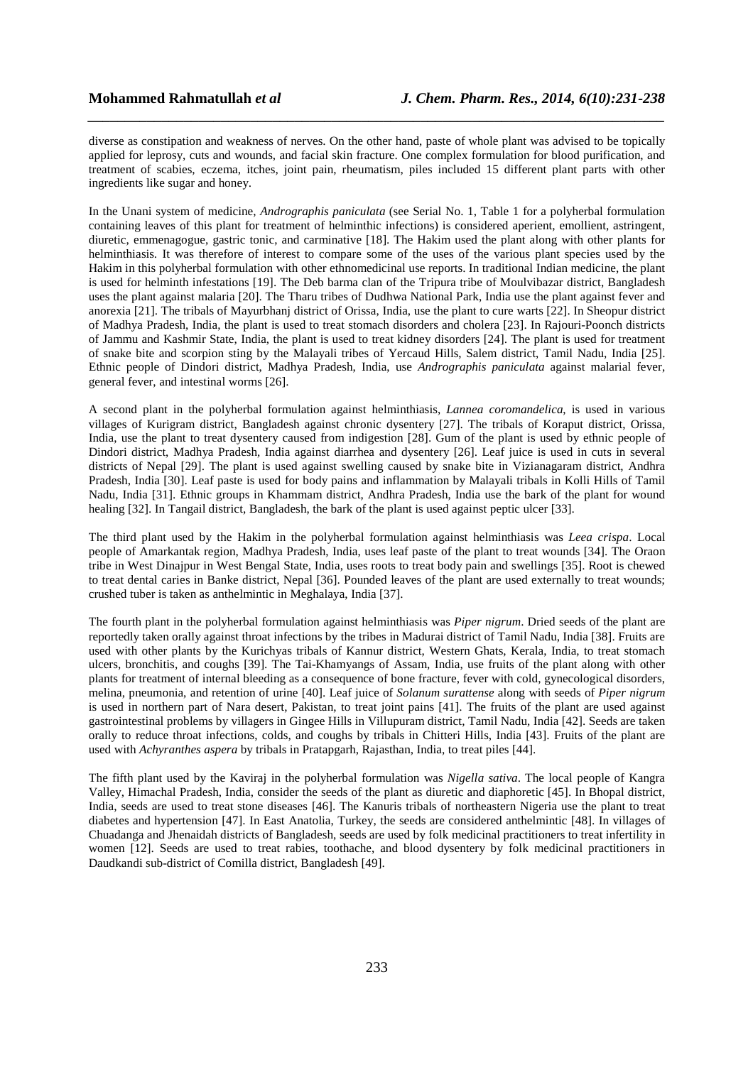diverse as constipation and weakness of nerves. On the other hand, paste of whole plant was advised to be topically applied for leprosy, cuts and wounds, and facial skin fracture. One complex formulation for blood purification, and treatment of scabies, eczema, itches, joint pain, rheumatism, piles included 15 different plant parts with other ingredients like sugar and honey.

In the Unani system of medicine, *Andrographis paniculata* (see Serial No. 1, Table 1 for a polyherbal formulation containing leaves of this plant for treatment of helminthic infections) is considered aperient, emollient, astringent, diuretic, emmenagogue, gastric tonic, and carminative [18]. The Hakim used the plant along with other plants for helminthiasis. It was therefore of interest to compare some of the uses of the various plant species used by the Hakim in this polyherbal formulation with other ethnomedicinal use reports. In traditional Indian medicine, the plant is used for helminth infestations [19]. The Deb barma clan of the Tripura tribe of Moulvibazar district, Bangladesh uses the plant against malaria [20]. The Tharu tribes of Dudhwa National Park, India use the plant against fever and anorexia [21]. The tribals of Mayurbhanj district of Orissa, India, use the plant to cure warts [22]. In Sheopur district of Madhya Pradesh, India, the plant is used to treat stomach disorders and cholera [23]. In Rajouri-Poonch districts of Jammu and Kashmir State, India, the plant is used to treat kidney disorders [24]. The plant is used for treatment of snake bite and scorpion sting by the Malayali tribes of Yercaud Hills, Salem district, Tamil Nadu, India [25]. Ethnic people of Dindori district, Madhya Pradesh, India, use *Andrographis paniculata* against malarial fever, general fever, and intestinal worms [26].

A second plant in the polyherbal formulation against helminthiasis, *Lannea coromandelica*, is used in various villages of Kurigram district, Bangladesh against chronic dysentery [27]. The tribals of Koraput district, Orissa, India, use the plant to treat dysentery caused from indigestion [28]. Gum of the plant is used by ethnic people of Dindori district, Madhya Pradesh, India against diarrhea and dysentery [26]. Leaf juice is used in cuts in several districts of Nepal [29]. The plant is used against swelling caused by snake bite in Vizianagaram district, Andhra Pradesh, India [30]. Leaf paste is used for body pains and inflammation by Malayali tribals in Kolli Hills of Tamil Nadu, India [31]. Ethnic groups in Khammam district, Andhra Pradesh, India use the bark of the plant for wound healing [32]. In Tangail district, Bangladesh, the bark of the plant is used against peptic ulcer [33].

The third plant used by the Hakim in the polyherbal formulation against helminthiasis was *Leea crispa*. Local people of Amarkantak region, Madhya Pradesh, India, uses leaf paste of the plant to treat wounds [34]. The Oraon tribe in West Dinajpur in West Bengal State, India, uses roots to treat body pain and swellings [35]. Root is chewed to treat dental caries in Banke district, Nepal [36]. Pounded leaves of the plant are used externally to treat wounds; crushed tuber is taken as anthelmintic in Meghalaya, India [37].

The fourth plant in the polyherbal formulation against helminthiasis was *Piper nigrum*. Dried seeds of the plant are reportedly taken orally against throat infections by the tribes in Madurai district of Tamil Nadu, India [38]. Fruits are used with other plants by the Kurichyas tribals of Kannur district, Western Ghats, Kerala, India, to treat stomach ulcers, bronchitis, and coughs [39]. The Tai-Khamyangs of Assam, India, use fruits of the plant along with other plants for treatment of internal bleeding as a consequence of bone fracture, fever with cold, gynecological disorders, melina, pneumonia, and retention of urine [40]. Leaf juice of *Solanum surattense* along with seeds of *Piper nigrum* is used in northern part of Nara desert, Pakistan, to treat joint pains [41]. The fruits of the plant are used against gastrointestinal problems by villagers in Gingee Hills in Villupuram district, Tamil Nadu, India [42]. Seeds are taken orally to reduce throat infections, colds, and coughs by tribals in Chitteri Hills, India [43]. Fruits of the plant are used with *Achyranthes aspera* by tribals in Pratapgarh, Rajasthan, India, to treat piles [44].

The fifth plant used by the Kaviraj in the polyherbal formulation was *Nigella sativa*. The local people of Kangra Valley, Himachal Pradesh, India, consider the seeds of the plant as diuretic and diaphoretic [45]. In Bhopal district, India, seeds are used to treat stone diseases [46]. The Kanuris tribals of northeastern Nigeria use the plant to treat diabetes and hypertension [47]. In East Anatolia, Turkey, the seeds are considered anthelmintic [48]. In villages of Chuadanga and Jhenaidah districts of Bangladesh, seeds are used by folk medicinal practitioners to treat infertility in women [12]. Seeds are used to treat rabies, toothache, and blood dysentery by folk medicinal practitioners in Daudkandi sub-district of Comilla district, Bangladesh [49].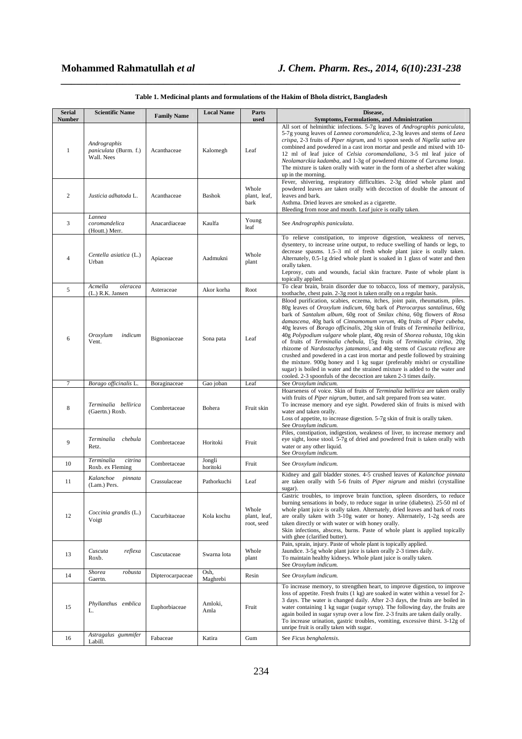**Table 1. Medicinal plants and formulations of the Hakim of Bhola district, Bangladesh**

| Serial Number | Scientific Name | Family Name | Local Name | Parts used | Disease, Symptoms, Formulations, and Administration |
|---|---|---|---|---|---|
| 1 | *Andrographis paniculata* (Burm. f.) Wall. Nees | Acanthaceae | Kalomegh | Leaf | All sort of helminthic infections. 5-7g leaves of *Andrographis paniculata*, 5-7g young leaves of *Lannea coromandelica*, 2-3g leaves and stems of *Leea crispa*, 2-3 fruits of *Piper nigrum*, and ½ spoon seeds of *Nigella sativa* are combined and powdered in a cast iron mortar and pestle and mixed with 10-12 ml of leaf juice of *Celsia coromandaliana*, 3-5 ml leaf juice of *Neolamarckia kadamba*, and 1-3g of powdered rhizome of *Curcuma longa*. The mixture is taken orally with water in the form of a sherbet after waking up in the morning. |
| 2 | *Justicia adhatoda* L. | Acanthaceae | Bashok | Whole plant, leaf, bark | Fever, shivering, respiratory difficulties. 2-3g dried whole plant and powdered leaves are taken orally with decoction of double the amount of leaves and bark. Asthma. Dried leaves are smoked as a cigarette. Bleeding from nose and mouth. Leaf juice is orally taken. |
| 3 | *Lannea coromandelica* (Houtt.) Merr. | Anacardiaceae | Kaulfa | Young leaf | See *Andrographis paniculata*. |
| 4 | *Centella asiatica* (L.) Urban | Apiaceae | Aadmukni | Whole plant | To relieve constipation, to improve digestion, weakness of nerves, dysentery, to increase urine output, to reduce swelling of hands or legs, to decrease spasms. 1.5–3 ml of fresh whole plant juice is orally taken. Alternately, 0.5-1g dried whole plant is soaked in 1 glass of water and then orally taken. Leprosy, cuts and wounds, facial skin fracture. Paste of whole plant is topically applied. |
| 5 | *Acmella oleracea* (L.) R.K. Jansen | Asteraceae | Akor korha | Root | To clear brain, brain disorder due to tobacco, loss of memory, paralysis, toothache, chest pain. 2-3g root is taken orally on a regular basis. |
| 6 | *Oroxylum indicum* Vent. | Bignoniaceae | Sona pata | Leaf | Blood purification, scabies, eczema, itches, joint pain, rheumatism, piles. 80g leaves of *Oroxylum indicum*, 60g bark of *Pterocarpus santalinus*, 60g bark of *Santalum album*, 60g root of *Smilax china*, 60g flowers of *Rosa damascena*, 40g bark of *Cinnamomum verum*, 40g fruits of *Piper cubeba*, 40g leaves of *Borago officinalis*, 20g skin of fruits of *Terminalia bellirica*, 40g *Polypodium vulgare* whole plant, 40g resin of *Shorea robusta*, 10g skin of fruits of *Terminalia chebula*, 15g fruits of *Terminalia citrina*, 20g rhizome of *Nardostachys jatamansi*, and 40g stems of *Cuscuta reflexa* are crushed and powdered in a cast iron mortar and pestle followed by straining the mixture. 900g honey and 1 kg sugar (preferably mishri or crystalline sugar) is boiled in water and the strained mixture is added to the water and cooled. 2-3 spoonfuls of the decoction are taken 2-3 times daily. |
| 7 | *Borago officinalis* L. | Boraginaceae | Gao joban | Leaf | See *Oroxylum indicum*. |
| 8 | *Terminalia bellirica* (Gaertn.) Roxb. | Combretaceae | Bohera | Fruit skin | Hoarseness of voice. Skin of fruits of *Terminalia bellirica* are taken orally with fruits of *Piper nigrum*, butter, and salt prepared from sea water. To increase memory and eye sight. Powdered skin of fruits is mixed with water and taken orally. Loss of appetite, to increase digestion. 5-7g skin of fruit is orally taken. See *Oroxylum indicum*. |
| 9 | *Terminalia chebula* Retz. | Combretaceae | Horitoki | Fruit | Piles, constipation, indigestion, weakness of liver, to increase memory and eye sight, loose stool. 5-7g of dried and powdered fruit is taken orally with water or any other liquid. See *Oroxylum indicum*. |
| 10 | *Terminalia citrina* Roxb. ex Fleming | Combretaceae | Jongli horitoki | Fruit | See *Oroxylum indicum*. |
| 11 | *Kalanchoe pinnata* (Lam.) Pers. | Crassulaceae | Pathorkuchi | Leaf | Kidney and gall bladder stones. 4-5 crushed leaves of *Kalanchoe pinnata* are taken orally with 5-6 fruits of *Piper nigrum* and mishri (crystalline sugar). |
| 12 | *Coccinia grandis* (L.) Voigt | Cucurbitaceae | Kola kochu | Whole plant, leaf, root, seed | Gastric troubles, to improve brain function, spleen disorders, to reduce burning sensations in body, to reduce sugar in urine (diabetes). 25-50 ml of whole plant juice is orally taken. Alternately, dried leaves and bark of roots are orally taken with 3-10g water or honey. Alternately, 1-2g seeds are taken directly or with water or with honey orally. Skin infections, abscess, burns. Paste of whole plant is applied topically with ghee (clarified butter). |
| 13 | *Cuscuta reflexa* Roxb. | Cuscutaceae | Swarna lota | Whole plant | Pain, sprain, injury. Paste of whole plant is topically applied. Jaundice. 3-5g whole plant juice is taken orally 2-3 times daily. To maintain healthy kidneys. Whole plant juice is orally taken. See *Oroxylum indicum*. |
| 14 | *Shorea robusta* Gaertn. | Dipterocarpaceae | Osh, Maghrebi | Resin | See *Oroxylum indicum*. |
| 15 | *Phyllanthus emblica* L. | Euphorbiaceae | Amloki, Amla | Fruit | To increase memory, to strengthen heart, to improve digestion, to improve loss of appetite. Fresh fruits (1 kg) are soaked in water within a vessel for 2-3 days. The water is changed daily. After 2-3 days, the fruits are boiled in water containing 1 kg sugar (sugar syrup). The following day, the fruits are again boiled in sugar syrup over a low fire. 2-3 fruits are taken daily orally. To increase urination, gastric troubles, vomiting, excessive thirst. 3-12g of unripe fruit is orally taken with sugar. |
| 16 | *Astragalus gummifer* Labill. | Fabaceae | Katira | Gum | See *Ficus benghalensis*. |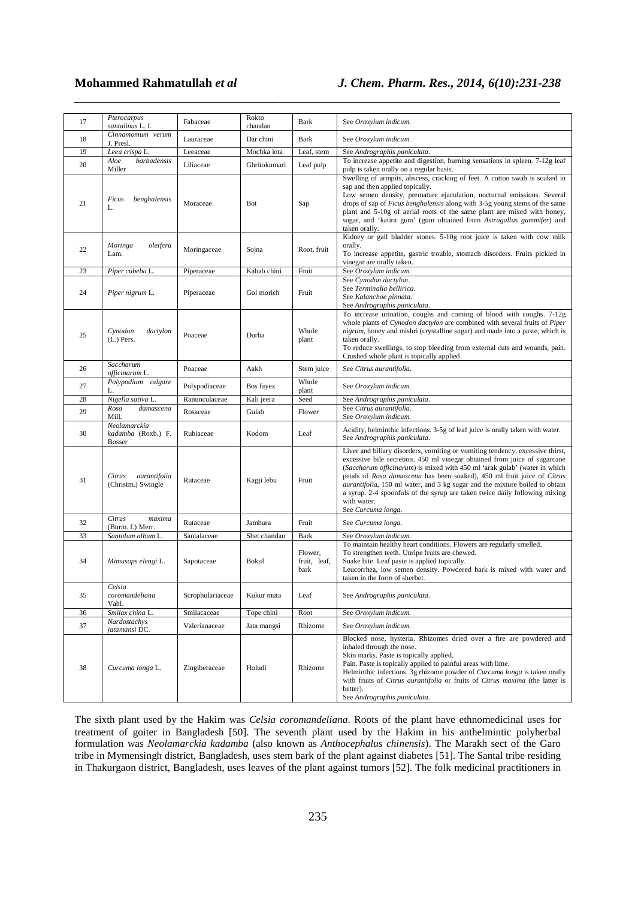| | | | | | |
|---|---|---|---|---|---|
| 17 | *Pterocarpus santalinus* L. f. | Fabaceae | Rokto chandan | Bark | See *Oroxylum indicum.* |
| 18 | *Cinnamomum verum* J. Presl. | Lauraceae | Dar chini | Bark | See *Oroxylum indicum.* |
| 19 | *Leea crispa* L. | Leeaceae | Mochka lota | Leaf, stem | See *Andrographis paniculata*. |
| 20 | *Aloe barbadensis* Miller | Liliaceae | Ghritokumari | Leaf pulp | To increase appetite and digestion, burning sensations in spleen. 7-12g leaf pulp is taken orally on a regular basis. |
| 21 | *Ficus benghalensis* L. | Moraceae | Bot | Sap | Swelling of armpits, abscess, cracking of feet. A cotton swab is soaked in sap and then applied topically.<br>Low semen density, premature ejaculation, nocturnal emissions. Several drops of sap of *Ficus benghalensis* along with 3-5g young stems of the same plant and 5-10g of aerial roots of the same plant are mixed with honey, sugar, and 'katira gum' (gum obtained from *Astragallus gummifer*) and taken orally. |
| 22 | *Moringa oleifera* Lam. | Moringaceae | Sojna | Root, fruit | Kidney or gall bladder stones. 5-10g root juice is taken with cow milk orally.<br>To increase appetite, gastric trouble, stomach disorders. Fruits pickled in vinegar are orally taken. |
| 23 | *Piper cubeba* L. | Piperaceae | Kabab chini | Fruit | See *Oroxylum indicum.* |
| 24 | *Piper nigrum* L. | Piperaceae | Gol morich | Fruit | See *Cynodon dactylon*.<br>See *Terminalia bellirica*.<br>See *Kalanchoe pinnata*.<br>See *Andrographis paniculata*. |
| 25 | *Cynodon dactylon* (L.) Pers. | Poaceae | Durba | Whole plant | To increase urination, coughs and coming of blood with coughs. 7-12g whole plants of *Cynodon dactylon* are combined with several fruits of *Piper nigrum*, honey and mishri (crystalline sugar) and made into a paste, which is taken orally.<br>To reduce swellings, to stop bleeding from external cuts and wounds, pain. Crushed whole plant is topically applied. |
| 26 | *Saccharum officinarum* L. | Poaceae | Aakh | Stem juice | See *Citrus aurantifolia*. |
| 27 | *Polypodium vulgare* L. | Polypodiaceae | Bos fayez | Whole plant | See *Oroxylum indicum.* |
| 28 | *Nigella sativa* L. | Ranunculaceae | Kali jeera | Seed | See *Andrographis paniculata*. |
| 29 | *Rosa damascena* Mill. | Rosaceae | Gulab | Flower | See *Citrus aurantifolia*.<br>See *Oroxylum indicum.* |
| 30 | *Neolamarckia kadamba* (Roxb.) F. Bosser | Rubiaceae | Kodom | Leaf | Acidity, helminthic infections. 3-5g of leaf juice is orally taken with water.<br>See *Andrographis paniculata*. |
| 31 | *Citrus aurantifolia* (Christm.) Swingle | Rutaceae | Kagji lebu | Fruit | Liver and biliary disorders, vomiting or vomiting tendency, excessive thirst, excessive bile secretion. 450 ml vinegar obtained from juice of sugarcane (*Saccharum officinarum*) is mixed with 450 ml 'arak gulab' (water in which petals of *Rosa damascena* has been soaked), 450 ml fruit juice of *Citrus aurantifolia*, 150 ml water, and 3 kg sugar and the mixture boiled to obtain a syrup. 2-4 spoonfuls of the syrup are taken twice daily following mixing with water.<br>See *Curcuma longa*. |
| 32 | *Citrus maxima* (Burm. f.) Merr. | Rutaceae | Jambura | Fruit | See *Curcuma longa*. |
| 33 | *Santalum album* L. | Santalaceae | Shet chandan | Bark | See *Oroxylum indicum.* |
| 34 | *Mimusops elengi* L. | Sapotaceae | Bokul | Flower, fruit, leaf, bark | To maintain healthy heart conditions. Flowers are regularly smelled.<br>To strengthen teeth. Unripe fruits are chewed.<br>Snake bite. Leaf paste is applied topically.<br>Leucorrhea, low semen density. Powdered bark is mixed with water and taken in the form of sherbet. |
| 35 | *Celsia coromandeliana* Vahl. | Scrophulariaceae | Kukur muta | Leaf | See *Andrographis paniculata*. |
| 36 | *Smilax china* L. | Smilacaceae | Tope chini | Root | See *Oroxylum indicum.* |
| 37 | *Nardostachys jatamansi* DC. | Valerianaceae | Jata mangsi | Rhizome | See *Oroxylum indicum.* |
| 38 | *Curcuma longa* L. | Zingiberaceae | Holudi | Rhizome | Blocked nose, hysteria. Rhizomes dried over a fire are powdered and inhaled through the nose.<br>Skin marks. Paste is topically applied.<br>Pain. Paste is topically applied to painful areas with lime.<br>Helminthic infections. 3g rhizome powder of *Curcuma longa* is taken orally with fruits of *Citrus aurantifolia* or fruits of *Citrus maxima* (the latter is better).<br>See *Andrographis paniculata*. |

The sixth plant used by the Hakim was *Celsia coromandeliana*. Roots of the plant have ethnomedicinal uses for treatment of goiter in Bangladesh [50]. The seventh plant used by the Hakim in his anthelmintic polyherbal formulation was *Neolamarckia kadamba* (also known as *Anthocephalus chinensis*). The Marakh sect of the Garo tribe in Mymensingh district, Bangladesh, uses stem bark of the plant against diabetes [51]. The Santal tribe residing in Thakurgaon district, Bangladesh, uses leaves of the plant against tumors [52]. The folk medicinal practitioners in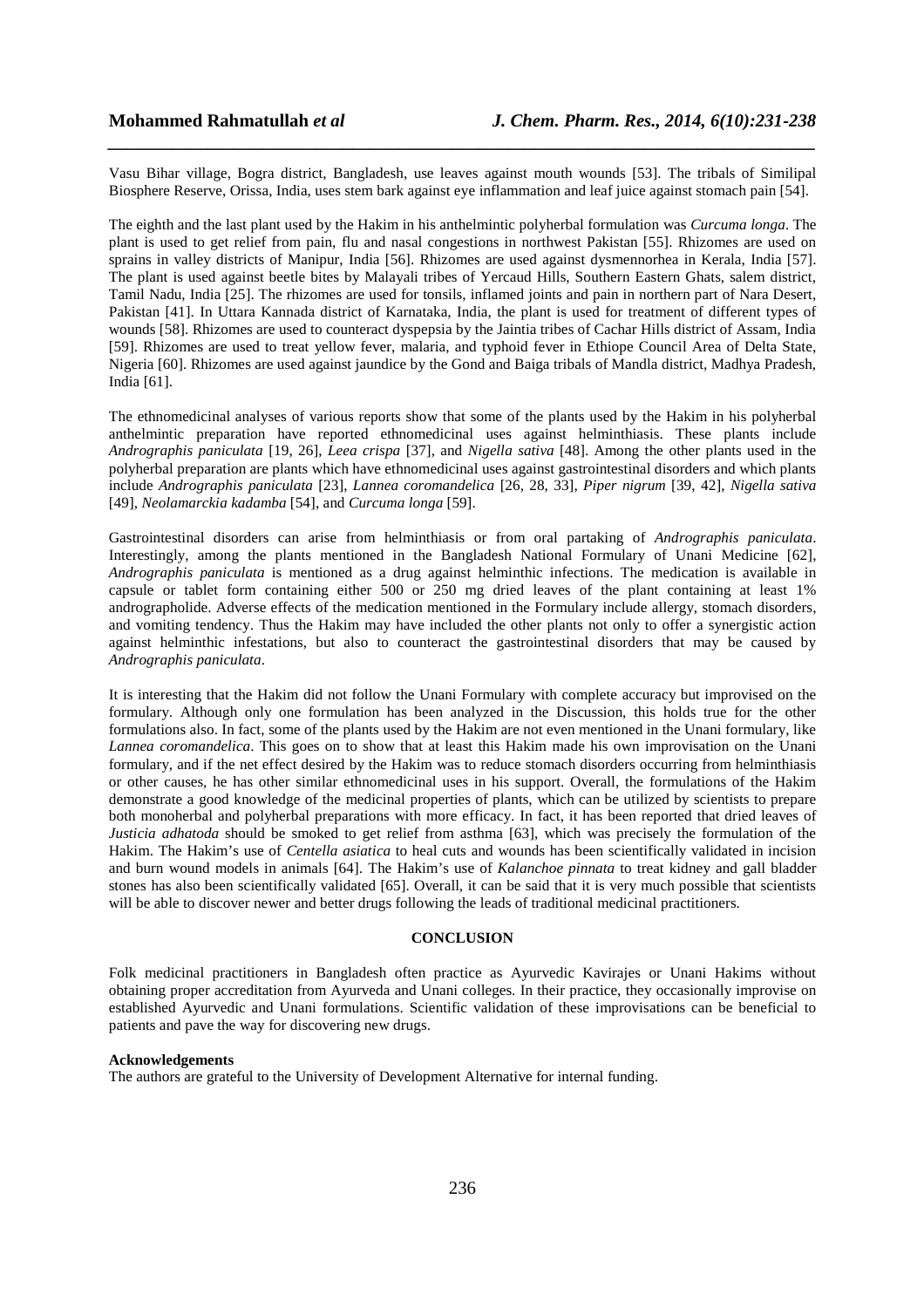Vasu Bihar village, Bogra district, Bangladesh, use leaves against mouth wounds [53]. The tribals of Similipal Biosphere Reserve, Orissa, India, uses stem bark against eye inflammation and leaf juice against stomach pain [54].

The eighth and the last plant used by the Hakim in his anthelmintic polyherbal formulation was *Curcuma longa*. The plant is used to get relief from pain, flu and nasal congestions in northwest Pakistan [55]. Rhizomes are used on sprains in valley districts of Manipur, India [56]. Rhizomes are used against dysmennorhea in Kerala, India [57]. The plant is used against beetle bites by Malayali tribes of Yercaud Hills, Southern Eastern Ghats, salem district, Tamil Nadu, India [25]. The rhizomes are used for tonsils, inflamed joints and pain in northern part of Nara Desert, Pakistan [41]. In Uttara Kannada district of Karnataka, India, the plant is used for treatment of different types of wounds [58]. Rhizomes are used to counteract dyspepsia by the Jaintia tribes of Cachar Hills district of Assam, India [59]. Rhizomes are used to treat yellow fever, malaria, and typhoid fever in Ethiope Council Area of Delta State, Nigeria [60]. Rhizomes are used against jaundice by the Gond and Baiga tribals of Mandla district, Madhya Pradesh, India [61].

The ethnomedicinal analyses of various reports show that some of the plants used by the Hakim in his polyherbal anthelmintic preparation have reported ethnomedicinal uses against helminthiasis. These plants include *Andrographis paniculata* [19, 26], *Leea crispa* [37], and *Nigella sativa* [48]. Among the other plants used in the polyherbal preparation are plants which have ethnomedicinal uses against gastrointestinal disorders and which plants include *Andrographis paniculata* [23], *Lannea coromandelica* [26, 28, 33], *Piper nigrum* [39, 42], *Nigella sativa* [49], *Neolamarckia kadamba* [54], and *Curcuma longa* [59].

Gastrointestinal disorders can arise from helminthiasis or from oral partaking of *Andrographis paniculata*. Interestingly, among the plants mentioned in the Bangladesh National Formulary of Unani Medicine [62], *Andrographis paniculata* is mentioned as a drug against helminthic infections. The medication is available in capsule or tablet form containing either 500 or 250 mg dried leaves of the plant containing at least 1% andrographolide. Adverse effects of the medication mentioned in the Formulary include allergy, stomach disorders, and vomiting tendency. Thus the Hakim may have included the other plants not only to offer a synergistic action against helminthic infestations, but also to counteract the gastrointestinal disorders that may be caused by *Andrographis paniculata*.

It is interesting that the Hakim did not follow the Unani Formulary with complete accuracy but improvised on the formulary. Although only one formulation has been analyzed in the Discussion, this holds true for the other formulations also. In fact, some of the plants used by the Hakim are not even mentioned in the Unani formulary, like *Lannea coromandelica*. This goes on to show that at least this Hakim made his own improvisation on the Unani formulary, and if the net effect desired by the Hakim was to reduce stomach disorders occurring from helminthiasis or other causes, he has other similar ethnomedicinal uses in his support. Overall, the formulations of the Hakim demonstrate a good knowledge of the medicinal properties of plants, which can be utilized by scientists to prepare both monoherbal and polyherbal preparations with more efficacy. In fact, it has been reported that dried leaves of *Justicia adhatoda* should be smoked to get relief from asthma [63], which was precisely the formulation of the Hakim. The Hakim's use of *Centella asiatica* to heal cuts and wounds has been scientifically validated in incision and burn wound models in animals [64]. The Hakim's use of *Kalanchoe pinnata* to treat kidney and gall bladder stones has also been scientifically validated [65]. Overall, it can be said that it is very much possible that scientists will be able to discover newer and better drugs following the leads of traditional medicinal practitioners.

## CONCLUSION

Folk medicinal practitioners in Bangladesh often practice as Ayurvedic Kavirajes or Unani Hakims without obtaining proper accreditation from Ayurveda and Unani colleges. In their practice, they occasionally improvise on established Ayurvedic and Unani formulations. Scientific validation of these improvisations can be beneficial to patients and pave the way for discovering new drugs.

**Acknowledgements**

The authors are grateful to the University of Development Alternative for internal funding.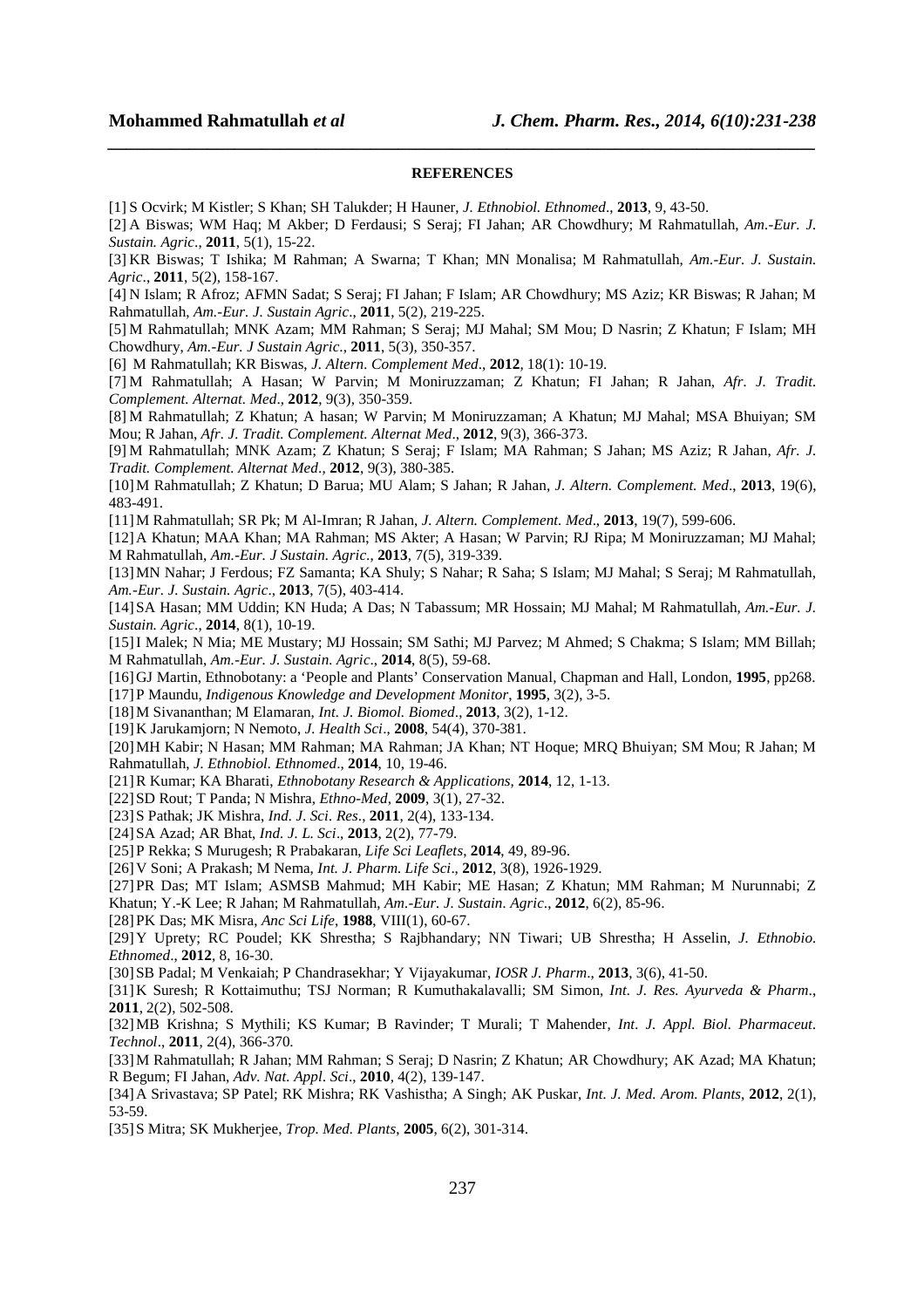## REFERENCES

[1] S Ocvirk; M Kistler; S Khan; SH Talukder; H Hauner, *J. Ethnobiol. Ethnomed*., **2013**, 9, 43-50.

[2] A Biswas; WM Haq; M Akber; D Ferdausi; S Seraj; FI Jahan; AR Chowdhury; M Rahmatullah, *Am.-Eur. J. Sustain. Agric*., **2011**, 5(1), 15-22.

[3] KR Biswas; T Ishika; M Rahman; A Swarna; T Khan; MN Monalisa; M Rahmatullah, *Am.-Eur. J. Sustain. Agric*., **2011**, 5(2), 158-167.

[4] N Islam; R Afroz; AFMN Sadat; S Seraj; FI Jahan; F Islam; AR Chowdhury; MS Aziz; KR Biswas; R Jahan; M Rahmatullah, *Am.-Eur. J. Sustain Agric*., **2011**, 5(2), 219-225.

[5] M Rahmatullah; MNK Azam; MM Rahman; S Seraj; MJ Mahal; SM Mou; D Nasrin; Z Khatun; F Islam; MH Chowdhury, *Am.-Eur. J Sustain Agric*., **2011**, 5(3), 350-357.

[6] M Rahmatullah; KR Biswas, *J. Altern. Complement Med*., **2012**, 18(1): 10-19.

[7] M Rahmatullah; A Hasan; W Parvin; M Moniruzzaman; Z Khatun; FI Jahan; R Jahan, *Afr. J. Tradit. Complement. Alternat. Med*., **2012**, 9(3), 350-359.

[8] M Rahmatullah; Z Khatun; A hasan; W Parvin; M Moniruzzaman; A Khatun; MJ Mahal; MSA Bhuiyan; SM Mou; R Jahan, *Afr. J. Tradit. Complement. Alternat Med*., **2012**, 9(3), 366-373.

[9] M Rahmatullah; MNK Azam; Z Khatun; S Seraj; F Islam; MA Rahman; S Jahan; MS Aziz; R Jahan, *Afr. J. Tradit. Complement. Alternat Med*., **2012**, 9(3), 380-385.

[10] M Rahmatullah; Z Khatun; D Barua; MU Alam; S Jahan; R Jahan, *J. Altern. Complement. Med*., **2013**, 19(6), 483-491.

[11] M Rahmatullah; SR Pk; M Al-Imran; R Jahan, *J. Altern. Complement. Med*., **2013**, 19(7), 599-606.

[12] A Khatun; MAA Khan; MA Rahman; MS Akter; A Hasan; W Parvin; RJ Ripa; M Moniruzzaman; MJ Mahal; M Rahmatullah, *Am.-Eur. J Sustain. Agric*., **2013**, 7(5), 319-339.

[13] MN Nahar; J Ferdous; FZ Samanta; KA Shuly; S Nahar; R Saha; S Islam; MJ Mahal; S Seraj; M Rahmatullah, *Am.-Eur. J. Sustain. Agric*., **2013**, 7(5), 403-414.

[14] SA Hasan; MM Uddin; KN Huda; A Das; N Tabassum; MR Hossain; MJ Mahal; M Rahmatullah, *Am.-Eur. J. Sustain. Agric*., **2014**, 8(1), 10-19.

[15] I Malek; N Mia; ME Mustary; MJ Hossain; SM Sathi; MJ Parvez; M Ahmed; S Chakma; S Islam; MM Billah; M Rahmatullah, *Am.-Eur. J. Sustain. Agric*., **2014**, 8(5), 59-68.

[16] GJ Martin, Ethnobotany: a 'People and Plants' Conservation Manual, Chapman and Hall, London, **1995**, pp268.

[17] P Maundu, *Indigenous Knowledge and Development Monitor*, **1995**, 3(2), 3-5.

[18] M Sivananthan; M Elamaran, *Int. J. Biomol. Biomed*., **2013**, 3(2), 1-12.

[19] K Jarukamjorn; N Nemoto, *J. Health Sci*., **2008**, 54(4), 370-381.

[20] MH Kabir; N Hasan; MM Rahman; MA Rahman; JA Khan; NT Hoque; MRQ Bhuiyan; SM Mou; R Jahan; M Rahmatullah, *J. Ethnobiol. Ethnomed*., **2014**, 10, 19-46.

[21] R Kumar; KA Bharati, *Ethnobotany Research & Applications*, **2014**, 12, 1-13.

[22] SD Rout; T Panda; N Mishra, *Ethno-Med*, **2009**, 3(1), 27-32.

[23] S Pathak; JK Mishra, *Ind. J. Sci. Res*., **2011**, 2(4), 133-134.

[24] SA Azad; AR Bhat, *Ind. J. L. Sci*., **2013**, 2(2), 77-79.

[25] P Rekka; S Murugesh; R Prabakaran, *Life Sci Leaflets*, **2014**, 49, 89-96.

[26] V Soni; A Prakash; M Nema, *Int. J. Pharm. Life Sci*., **2012**, 3(8), 1926-1929.

[27] PR Das; MT Islam; ASMSB Mahmud; MH Kabir; ME Hasan; Z Khatun; MM Rahman; M Nurunnabi; Z Khatun; Y.-K Lee; R Jahan; M Rahmatullah, *Am.-Eur. J. Sustain. Agric*., **2012**, 6(2), 85-96.

[28] PK Das; MK Misra, *Anc Sci Life*, **1988**, VIII(1), 60-67.

[29] Y Uprety; RC Poudel; KK Shrestha; S Rajbhandary; NN Tiwari; UB Shrestha; H Asselin, *J. Ethnobio. Ethnomed*., **2012**, 8, 16-30.

[30] SB Padal; M Venkaiah; P Chandrasekhar; Y Vijayakumar, *IOSR J. Pharm*., **2013**, 3(6), 41-50.

[31] K Suresh; R Kottaimuthu; TSJ Norman; R Kumuthakalavalli; SM Simon, *Int. J. Res. Ayurveda & Pharm*., **2011**, 2(2), 502-508.

[32] MB Krishna; S Mythili; KS Kumar; B Ravinder; T Murali; T Mahender, *Int. J. Appl. Biol. Pharmaceut. Technol*., **2011**, 2(4), 366-370.

[33] M Rahmatullah; R Jahan; MM Rahman; S Seraj; D Nasrin; Z Khatun; AR Chowdhury; AK Azad; MA Khatun; R Begum; FI Jahan, *Adv. Nat. Appl. Sci*., **2010**, 4(2), 139-147.

[34] A Srivastava; SP Patel; RK Mishra; RK Vashistha; A Singh; AK Puskar, *Int. J. Med. Arom. Plants*, **2012**, 2(1), 53-59.

[35] S Mitra; SK Mukherjee, *Trop. Med. Plants*, **2005**, 6(2), 301-314.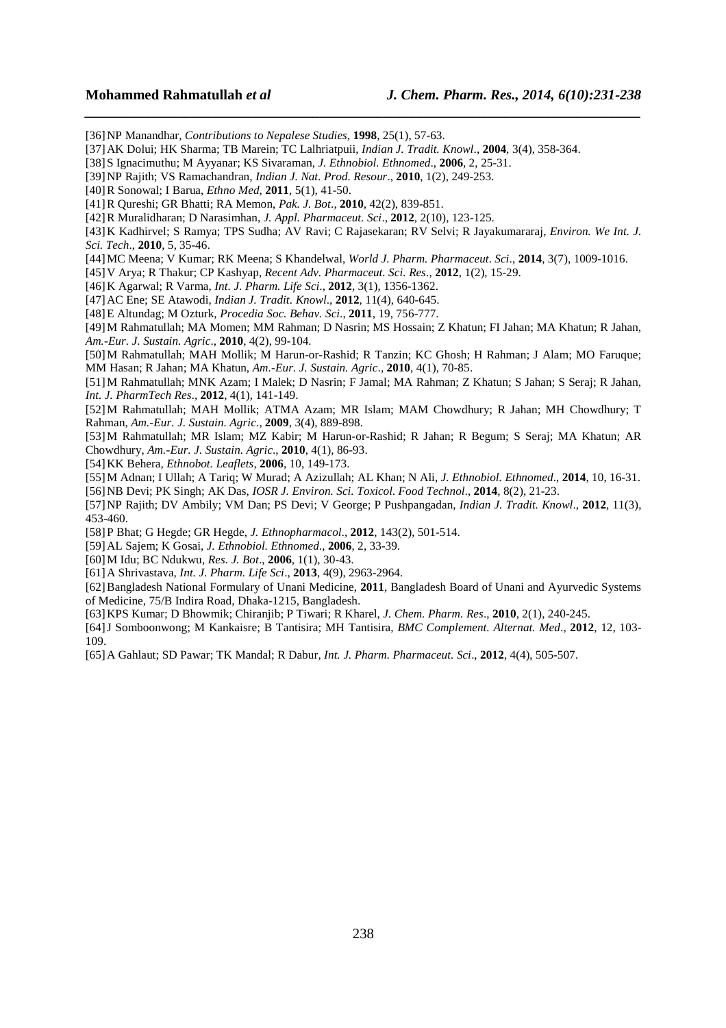[36] NP Manandhar, *Contributions to Nepalese Studies*, **1998**, 25(1), 57-63.

[37] AK Dolui; HK Sharma; TB Marein; TC Lalhriatpuii, *Indian J. Tradit. Knowl*., **2004**, 3(4), 358-364.

[38] S Ignacimuthu; M Ayyanar; KS Sivaraman, *J. Ethnobiol. Ethnomed*., **2006**, 2, 25-31.

[39] NP Rajith; VS Ramachandran, *Indian J. Nat. Prod. Resour*., **2010**, 1(2), 249-253.

[40] R Sonowal; I Barua, *Ethno Med*, **2011**, 5(1), 41-50.

[41] R Qureshi; GR Bhatti; RA Memon, *Pak. J. Bot*., **2010**, 42(2), 839-851.

[42] R Muralidharan; D Narasimhan, *J. Appl. Pharmaceut. Sci*., **2012**, 2(10), 123-125.

[43] K Kadhirvel; S Ramya; TPS Sudha; AV Ravi; C Rajasekaran; RV Selvi; R Jayakumararaj, *Environ. We Int. J. Sci. Tech*., **2010**, 5, 35-46.

[44] MC Meena; V Kumar; RK Meena; S Khandelwal, *World J. Pharm. Pharmaceut. Sci*., **2014**, 3(7), 1009-1016.

[45] V Arya; R Thakur; CP Kashyap, *Recent Adv. Pharmaceut. Sci. Res*., **2012**, 1(2), 15-29.

[46] K Agarwal; R Varma, *Int. J. Pharm. Life Sci*., **2012**, 3(1), 1356-1362.

[47] AC Ene; SE Atawodi, *Indian J. Tradit. Knowl*., **2012**, 11(4), 640-645.

[48] E Altundag; M Ozturk, *Procedia Soc. Behav. Sci*., **2011**, 19, 756-777.

[49] M Rahmatullah; MA Momen; MM Rahman; D Nasrin; MS Hossain; Z Khatun; FI Jahan; MA Khatun; R Jahan, *Am.-Eur. J. Sustain. Agric*., **2010**, 4(2), 99-104.

[50] M Rahmatullah; MAH Mollik; M Harun-or-Rashid; R Tanzin; KC Ghosh; H Rahman; J Alam; MO Faruque; MM Hasan; R Jahan; MA Khatun, *Am.-Eur. J. Sustain. Agric*., **2010**, 4(1), 70-85.

[51] M Rahmatullah; MNK Azam; I Malek; D Nasrin; F Jamal; MA Rahman; Z Khatun; S Jahan; S Seraj; R Jahan, *Int. J. PharmTech Res*., **2012**, 4(1), 141-149.

[52] M Rahmatullah; MAH Mollik; ATMA Azam; MR Islam; MAM Chowdhury; R Jahan; MH Chowdhury; T Rahman, *Am.-Eur. J. Sustain. Agric*., **2009**, 3(4), 889-898.

[53] M Rahmatullah; MR Islam; MZ Kabir; M Harun-or-Rashid; R Jahan; R Begum; S Seraj; MA Khatun; AR Chowdhury, *Am.-Eur. J. Sustain. Agric*., **2010**, 4(1), 86-93.

[54] KK Behera, *Ethnobot. Leaflets*, **2006**, 10, 149-173.

[55] M Adnan; I Ullah; A Tariq; W Murad; A Azizullah; AL Khan; N Ali, *J. Ethnobiol. Ethnomed*., **2014**, 10, 16-31.

[56] NB Devi; PK Singh; AK Das, *IOSR J. Environ. Sci. Toxicol. Food Technol*., **2014**, 8(2), 21-23.

[57] NP Rajith; DV Ambily; VM Dan; PS Devi; V George; P Pushpangadan, *Indian J. Tradit. Knowl*., **2012**, 11(3), 453-460.

[58] P Bhat; G Hegde; GR Hegde, *J. Ethnopharmacol*., **2012**, 143(2), 501-514.

[59] AL Sajem; K Gosai, *J. Ethnobiol. Ethnomed*., **2006**, 2, 33-39.

[60] M Idu; BC Ndukwu, *Res. J. Bot*., **2006**, 1(1), 30-43.

[61] A Shrivastava, *Int. J. Pharm. Life Sci*., **2013**, 4(9), 2963-2964.

[62] Bangladesh National Formulary of Unani Medicine, **2011**, Bangladesh Board of Unani and Ayurvedic Systems of Medicine, 75/B Indira Road, Dhaka-1215, Bangladesh.

[63] KPS Kumar; D Bhowmik; Chiranjib; P Tiwari; R Kharel, *J. Chem. Pharm. Res*., **2010**, 2(1), 240-245.

[64] J Somboonwong; M Kankaisre; B Tantisira; MH Tantisira, *BMC Complement. Alternat. Med*., **2012**, 12, 103-109.

[65] A Gahlaut; SD Pawar; TK Mandal; R Dabur, *Int. J. Pharm. Pharmaceut. Sci*., **2012**, 4(4), 505-507.